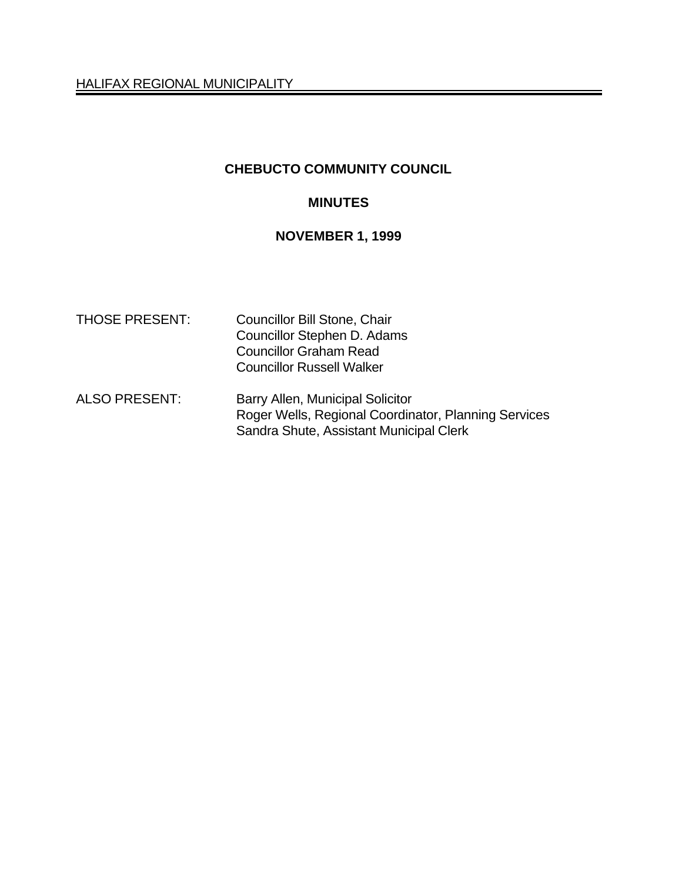HALIFAX REGIONAL MUNICIPALITY

# CHEBUCTO COMMUNITY COUNCIL

## MINUTES

## NOVEMBER 1, 1999

THOSE PRESENT: Councillor Bill Stone, Chair
Councillor Stephen D. Adams
Councillor Graham Read
Councillor Russell Walker

ALSO PRESENT: Barry Allen, Municipal Solicitor
Roger Wells, Regional Coordinator, Planning Services
Sandra Shute, Assistant Municipal Clerk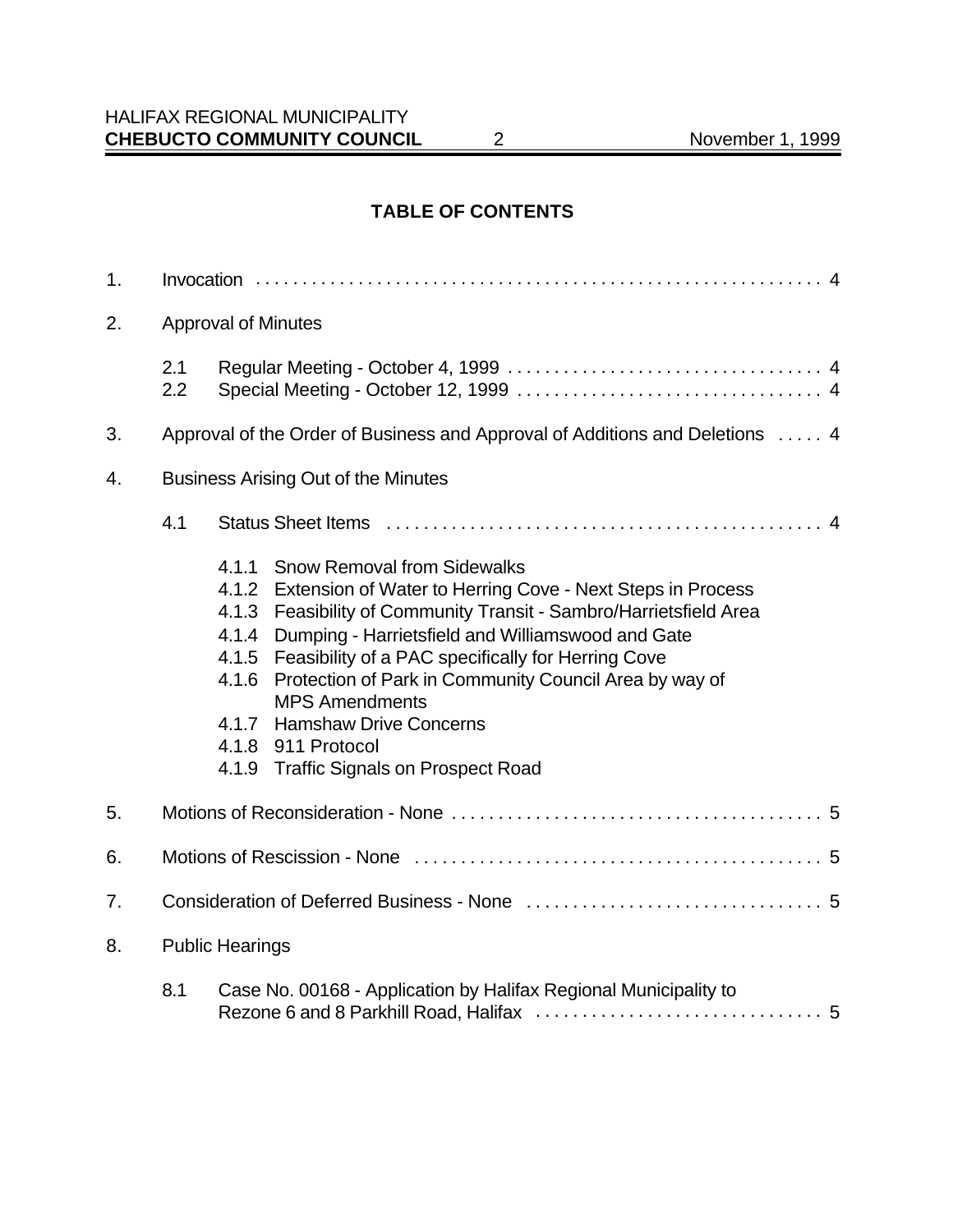## TABLE OF CONTENTS

1. Invocation . . . . . . . . . . . . . . . . . . . . . . . . . . . . . . . . . . . . . . . . . . . . . . . . . . . . . . . . . . . . . 4

2. Approval of Minutes

   2.1 Regular Meeting - October 4, 1999 . . . . . . . . . . . . . . . . . . . . . . . . . . . . . . . . . 4
   2.2 Special Meeting - October 12, 1999 . . . . . . . . . . . . . . . . . . . . . . . . . . . . . . . . 4

3. Approval of the Order of Business and Approval of Additions and Deletions . . . . . 4

4. Business Arising Out of the Minutes

   4.1 Status Sheet Items . . . . . . . . . . . . . . . . . . . . . . . . . . . . . . . . . . . . . . . . . . . . . . . 4

      4.1.1 Snow Removal from Sidewalks
      4.1.2 Extension of Water to Herring Cove - Next Steps in Process
      4.1.3 Feasibility of Community Transit - Sambro/Harrietsfield Area
      4.1.4 Dumping - Harrietsfield and Williamswood and Gate
      4.1.5 Feasibility of a PAC specifically for Herring Cove
      4.1.6 Protection of Park in Community Council Area by way of MPS Amendments
      4.1.7 Hamshaw Drive Concerns
      4.1.8 911 Protocol
      4.1.9 Traffic Signals on Prospect Road

5. Motions of Reconsideration - None . . . . . . . . . . . . . . . . . . . . . . . . . . . . . . . . . . . . . . . 5

6. Motions of Rescission - None . . . . . . . . . . . . . . . . . . . . . . . . . . . . . . . . . . . . . . . . . . . 5

7. Consideration of Deferred Business - None . . . . . . . . . . . . . . . . . . . . . . . . . . . . . . . 5

8. Public Hearings

   8.1 Case No. 00168 - Application by Halifax Regional Municipality to Rezone 6 and 8 Parkhill Road, Halifax . . . . . . . . . . . . . . . . . . . . . . . . . . . . . . 5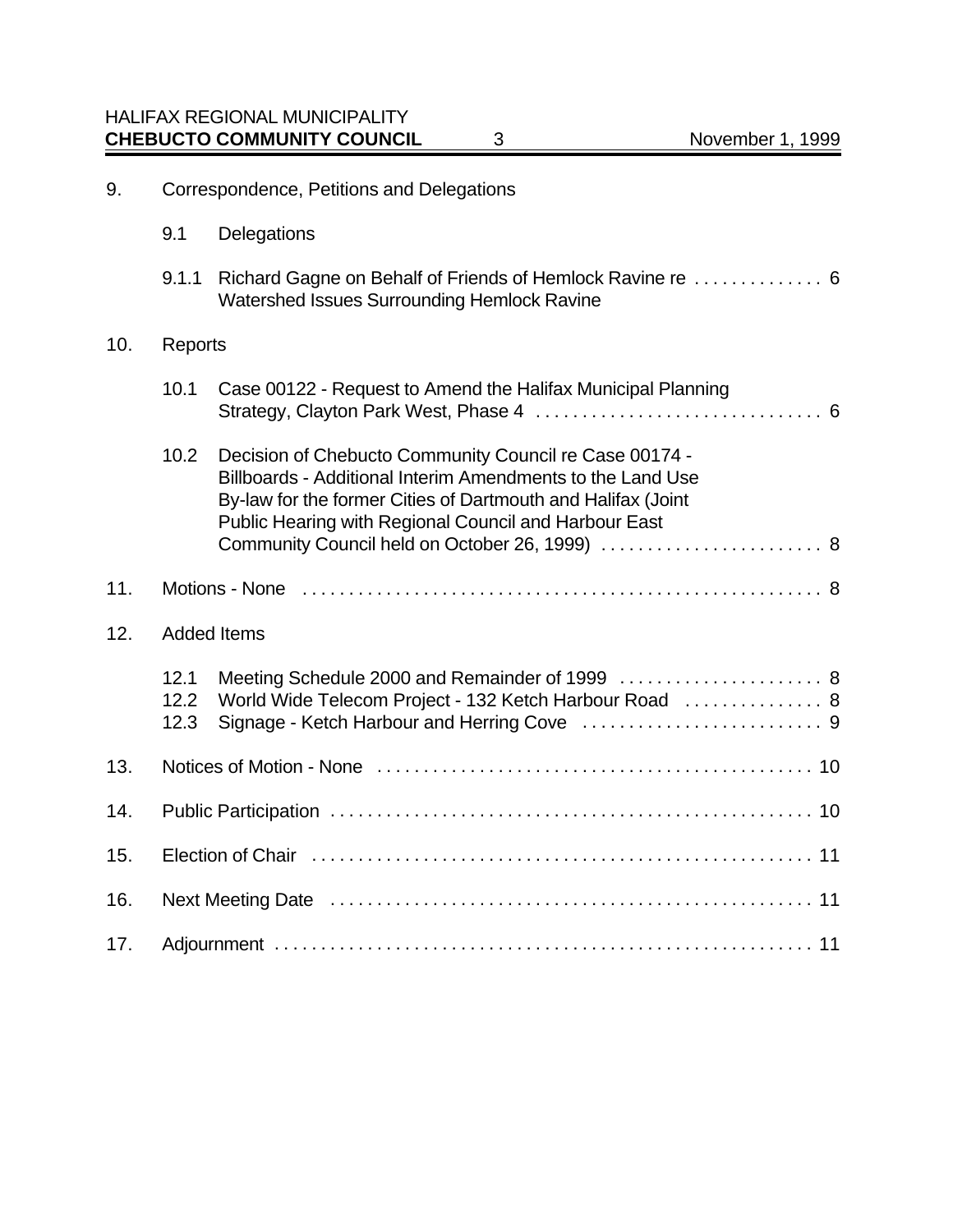9. Correspondence, Petitions and Delegations

   9.1 Delegations

   9.1.1 Richard Gagne on Behalf of Friends of Hemlock Ravine re Watershed Issues Surrounding Hemlock Ravine . . . . . . . . . . . . . 6

10. Reports

    10.1 Case 00122 - Request to Amend the Halifax Municipal Planning Strategy, Clayton Park West, Phase 4 . . . . . . . . . . . . . . . . . . . . . . . . . . . . . . 6

    10.2 Decision of Chebucto Community Council re Case 00174 - Billboards - Additional Interim Amendments to the Land Use By-law for the former Cities of Dartmouth and Halifax (Joint Public Hearing with Regional Council and Harbour East Community Council held on October 26, 1999) . . . . . . . . . . . . . . . . . . . . . . . . 8

11. Motions - None . . . . . . . . . . . . . . . . . . . . . . . . . . . . . . . . . . . . . . . . . . . . . . . . . . . . . . 8

12. Added Items

    12.1 Meeting Schedule 2000 and Remainder of 1999 . . . . . . . . . . . . . . . . . . . . . . 8
    12.2 World Wide Telecom Project - 132 Ketch Harbour Road . . . . . . . . . . . . . . . 8
    12.3 Signage - Ketch Harbour and Herring Cove . . . . . . . . . . . . . . . . . . . . . . . . . . 9

13. Notices of Motion - None . . . . . . . . . . . . . . . . . . . . . . . . . . . . . . . . . . . . . . . . . . . . . . 10

14. Public Participation . . . . . . . . . . . . . . . . . . . . . . . . . . . . . . . . . . . . . . . . . . . . . . . . . . . 10

15. Election of Chair . . . . . . . . . . . . . . . . . . . . . . . . . . . . . . . . . . . . . . . . . . . . . . . . . . . . . 11

16. Next Meeting Date . . . . . . . . . . . . . . . . . . . . . . . . . . . . . . . . . . . . . . . . . . . . . . . . . . . 11

17. Adjournment . . . . . . . . . . . . . . . . . . . . . . . . . . . . . . . . . . . . . . . . . . . . . . . . . . . . . . . . . 11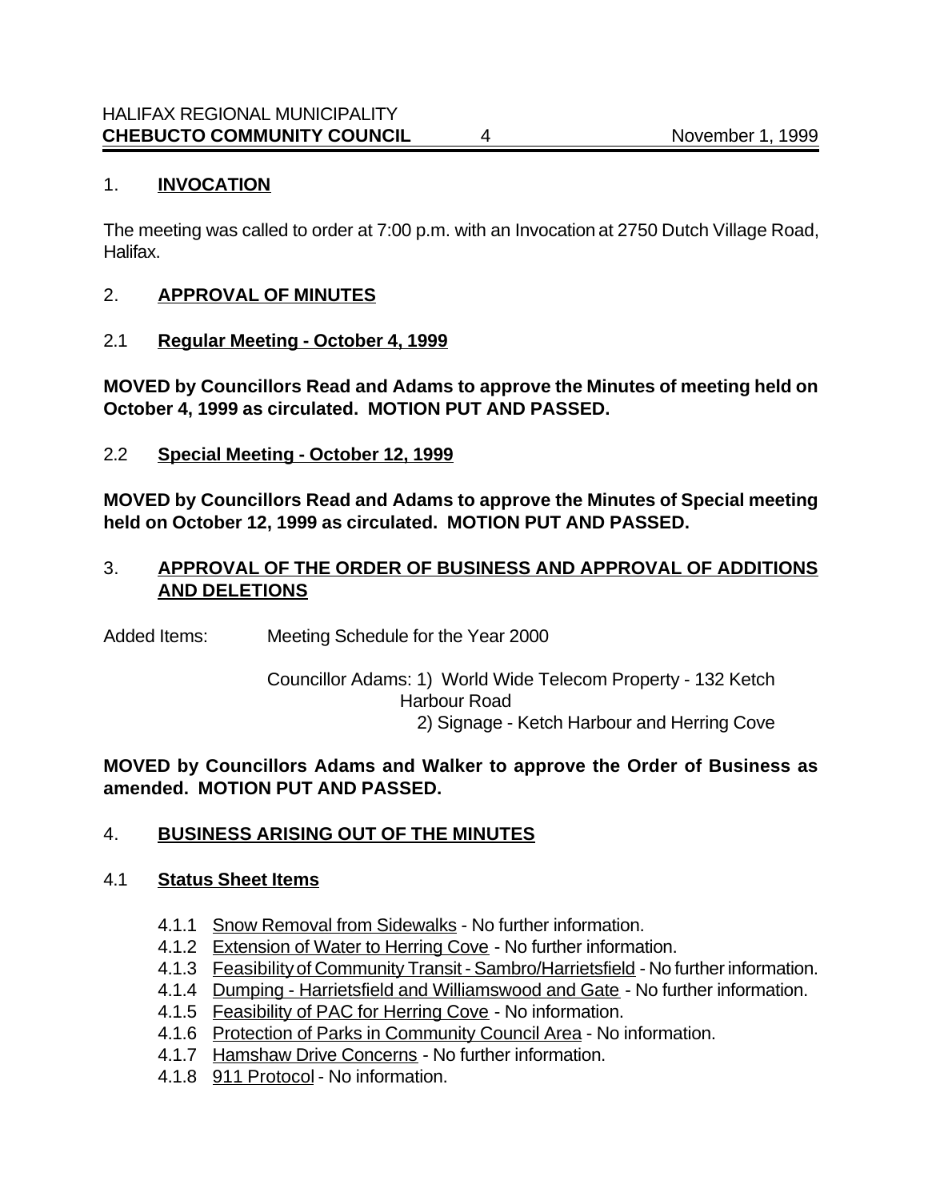## 1. **INVOCATION**

The meeting was called to order at 7:00 p.m. with an Invocation at 2750 Dutch Village Road, Halifax.

## 2. **APPROVAL OF MINUTES**

### 2.1 **Regular Meeting - October 4, 1999**

**MOVED by Councillors Read and Adams to approve the Minutes of meeting held on October 4, 1999 as circulated. MOTION PUT AND PASSED.**

### 2.2 **Special Meeting - October 12, 1999**

**MOVED by Councillors Read and Adams to approve the Minutes of Special meeting held on October 12, 1999 as circulated. MOTION PUT AND PASSED.**

## 3. **APPROVAL OF THE ORDER OF BUSINESS AND APPROVAL OF ADDITIONS AND DELETIONS**

Added Items: Meeting Schedule for the Year 2000

Councillor Adams: 1) World Wide Telecom Property - 132 Ketch Harbour Road
2) Signage - Ketch Harbour and Herring Cove

**MOVED by Councillors Adams and Walker to approve the Order of Business as amended. MOTION PUT AND PASSED.**

## 4. **BUSINESS ARISING OUT OF THE MINUTES**

### 4.1 **Status Sheet Items**

- 4.1.1 Snow Removal from Sidewalks - No further information.
- 4.1.2 Extension of Water to Herring Cove - No further information.
- 4.1.3 Feasibility of Community Transit - Sambro/Harrietsfield - No further information.
- 4.1.4 Dumping - Harrietsfield and Williamswood and Gate - No further information.
- 4.1.5 Feasibility of PAC for Herring Cove - No information.
- 4.1.6 Protection of Parks in Community Council Area - No information.
- 4.1.7 Hamshaw Drive Concerns - No further information.
- 4.1.8 911 Protocol - No information.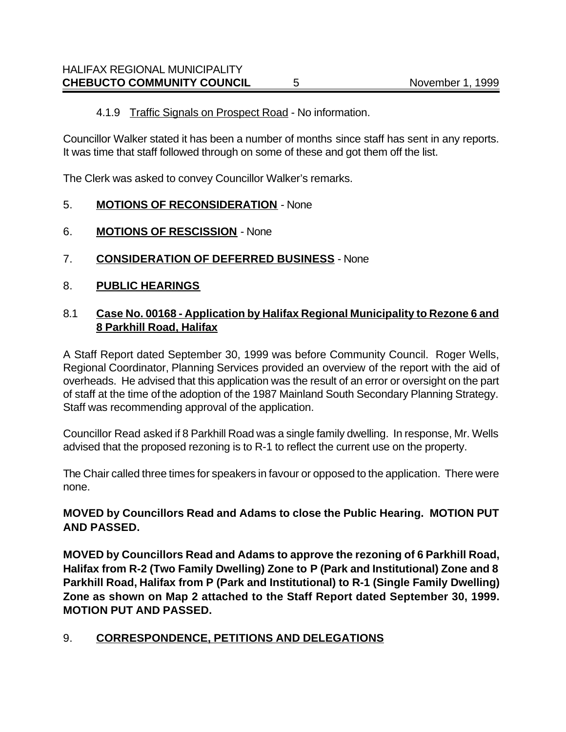4.1.9 Traffic Signals on Prospect Road - No information.

Councillor Walker stated it has been a number of months since staff has sent in any reports. It was time that staff followed through on some of these and got them off the list.

The Clerk was asked to convey Councillor Walker's remarks.

## 5. **MOTIONS OF RECONSIDERATION** - None

## 6. **MOTIONS OF RESCISSION** - None

## 7. **CONSIDERATION OF DEFERRED BUSINESS** - None

## 8. **PUBLIC HEARINGS**

### 8.1 **Case No. 00168 - Application by Halifax Regional Municipality to Rezone 6 and 8 Parkhill Road, Halifax**

A Staff Report dated September 30, 1999 was before Community Council. Roger Wells, Regional Coordinator, Planning Services provided an overview of the report with the aid of overheads. He advised that this application was the result of an error or oversight on the part of staff at the time of the adoption of the 1987 Mainland South Secondary Planning Strategy. Staff was recommending approval of the application.

Councillor Read asked if 8 Parkhill Road was a single family dwelling. In response, Mr. Wells advised that the proposed rezoning is to R-1 to reflect the current use on the property.

The Chair called three times for speakers in favour or opposed to the application. There were none.

**MOVED by Councillors Read and Adams to close the Public Hearing. MOTION PUT AND PASSED.**

**MOVED by Councillors Read and Adams to approve the rezoning of 6 Parkhill Road, Halifax from R-2 (Two Family Dwelling) Zone to P (Park and Institutional) Zone and 8 Parkhill Road, Halifax from P (Park and Institutional) to R-1 (Single Family Dwelling) Zone as shown on Map 2 attached to the Staff Report dated September 30, 1999. MOTION PUT AND PASSED.**

## 9. **CORRESPONDENCE, PETITIONS AND DELEGATIONS**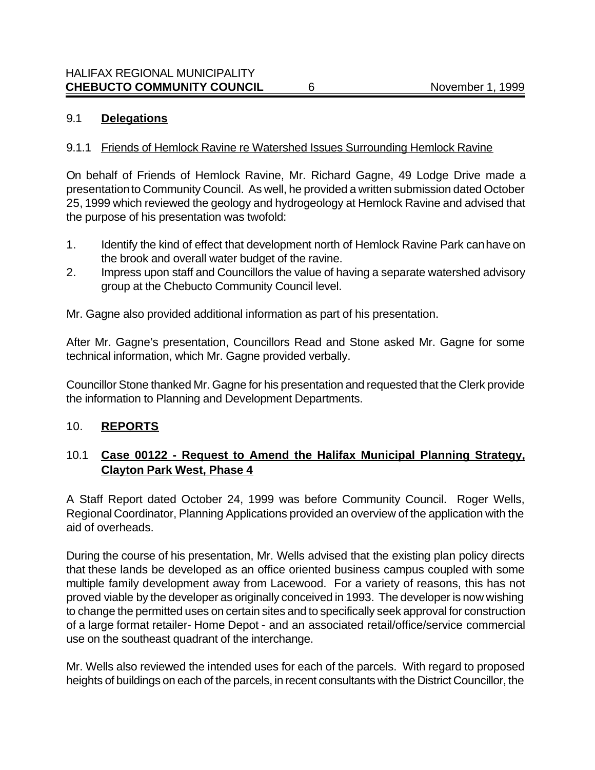### 9.1 **Delegations**

9.1.1 Friends of Hemlock Ravine re Watershed Issues Surrounding Hemlock Ravine

On behalf of Friends of Hemlock Ravine, Mr. Richard Gagne, 49 Lodge Drive made a presentation to Community Council. As well, he provided a written submission dated October 25, 1999 which reviewed the geology and hydrogeology at Hemlock Ravine and advised that the purpose of his presentation was twofold:

1. Identify the kind of effect that development north of Hemlock Ravine Park can have on the brook and overall water budget of the ravine.
2. Impress upon staff and Councillors the value of having a separate watershed advisory group at the Chebucto Community Council level.

Mr. Gagne also provided additional information as part of his presentation.

After Mr. Gagne's presentation, Councillors Read and Stone asked Mr. Gagne for some technical information, which Mr. Gagne provided verbally.

Councillor Stone thanked Mr. Gagne for his presentation and requested that the Clerk provide the information to Planning and Development Departments.

## 10. **REPORTS**

### 10.1 **Case 00122 - Request to Amend the Halifax Municipal Planning Strategy, Clayton Park West, Phase 4**

A Staff Report dated October 24, 1999 was before Community Council. Roger Wells, Regional Coordinator, Planning Applications provided an overview of the application with the aid of overheads.

During the course of his presentation, Mr. Wells advised that the existing plan policy directs that these lands be developed as an office oriented business campus coupled with some multiple family development away from Lacewood. For a variety of reasons, this has not proved viable by the developer as originally conceived in 1993. The developer is now wishing to change the permitted uses on certain sites and to specifically seek approval for construction of a large format retailer- Home Depot - and an associated retail/office/service commercial use on the southeast quadrant of the interchange.

Mr. Wells also reviewed the intended uses for each of the parcels. With regard to proposed heights of buildings on each of the parcels, in recent consultants with the District Councillor, the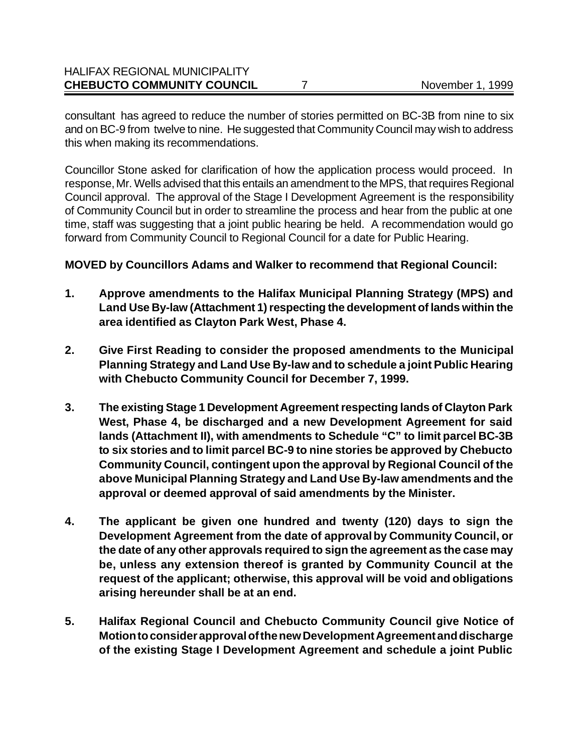consultant has agreed to reduce the number of stories permitted on BC-3B from nine to six and on BC-9 from twelve to nine. He suggested that Community Council may wish to address this when making its recommendations.

Councillor Stone asked for clarification of how the application process would proceed. In response, Mr. Wells advised that this entails an amendment to the MPS, that requires Regional Council approval. The approval of the Stage I Development Agreement is the responsibility of Community Council but in order to streamline the process and hear from the public at one time, staff was suggesting that a joint public hearing be held. A recommendation would go forward from Community Council to Regional Council for a date for Public Hearing.

**MOVED by Councillors Adams and Walker to recommend that Regional Council:**

1. **Approve amendments to the Halifax Municipal Planning Strategy (MPS) and Land Use By-law (Attachment 1) respecting the development of lands within the area identified as Clayton Park West, Phase 4.**

2. **Give First Reading to consider the proposed amendments to the Municipal Planning Strategy and Land Use By-law and to schedule a joint Public Hearing with Chebucto Community Council for December 7, 1999.**

3. **The existing Stage 1 Development Agreement respecting lands of Clayton Park West, Phase 4, be discharged and a new Development Agreement for said lands (Attachment II), with amendments to Schedule "C" to limit parcel BC-3B to six stories and to limit parcel BC-9 to nine stories be approved by Chebucto Community Council, contingent upon the approval by Regional Council of the above Municipal Planning Strategy and Land Use By-law amendments and the approval or deemed approval of said amendments by the Minister.**

4. **The applicant be given one hundred and twenty (120) days to sign the Development Agreement from the date of approval by Community Council, or the date of any other approvals required to sign the agreement as the case may be, unless any extension thereof is granted by Community Council at the request of the applicant; otherwise, this approval will be void and obligations arising hereunder shall be at an end.**

5. **Halifax Regional Council and Chebucto Community Council give Notice of Motion to consider approval of the new Development Agreement and discharge of the existing Stage I Development Agreement and schedule a joint Public**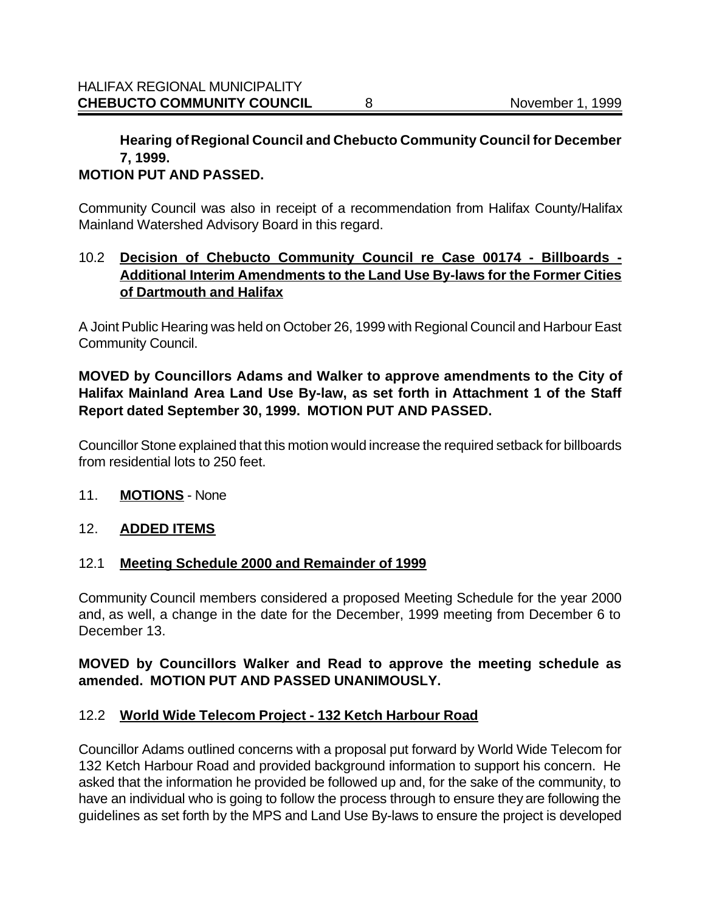**Hearing of Regional Council and Chebucto Community Council for December 7, 1999.**
**MOTION PUT AND PASSED.**

Community Council was also in receipt of a recommendation from Halifax County/Halifax Mainland Watershed Advisory Board in this regard.

## 10.2 **Decision of Chebucto Community Council re Case 00174 - Billboards - Additional Interim Amendments to the Land Use By-laws for the Former Cities of Dartmouth and Halifax**

A Joint Public Hearing was held on October 26, 1999 with Regional Council and Harbour East Community Council.

**MOVED by Councillors Adams and Walker to approve amendments to the City of Halifax Mainland Area Land Use By-law, as set forth in Attachment 1 of the Staff Report dated September 30, 1999. MOTION PUT AND PASSED.**

Councillor Stone explained that this motion would increase the required setback for billboards from residential lots to 250 feet.

## 11. **MOTIONS** - None

## 12. **ADDED ITEMS**

### 12.1 **Meeting Schedule 2000 and Remainder of 1999**

Community Council members considered a proposed Meeting Schedule for the year 2000 and, as well, a change in the date for the December, 1999 meeting from December 6 to December 13.

**MOVED by Councillors Walker and Read to approve the meeting schedule as amended. MOTION PUT AND PASSED UNANIMOUSLY.**

### 12.2 **World Wide Telecom Project - 132 Ketch Harbour Road**

Councillor Adams outlined concerns with a proposal put forward by World Wide Telecom for 132 Ketch Harbour Road and provided background information to support his concern. He asked that the information he provided be followed up and, for the sake of the community, to have an individual who is going to follow the process through to ensure they are following the guidelines as set forth by the MPS and Land Use By-laws to ensure the project is developed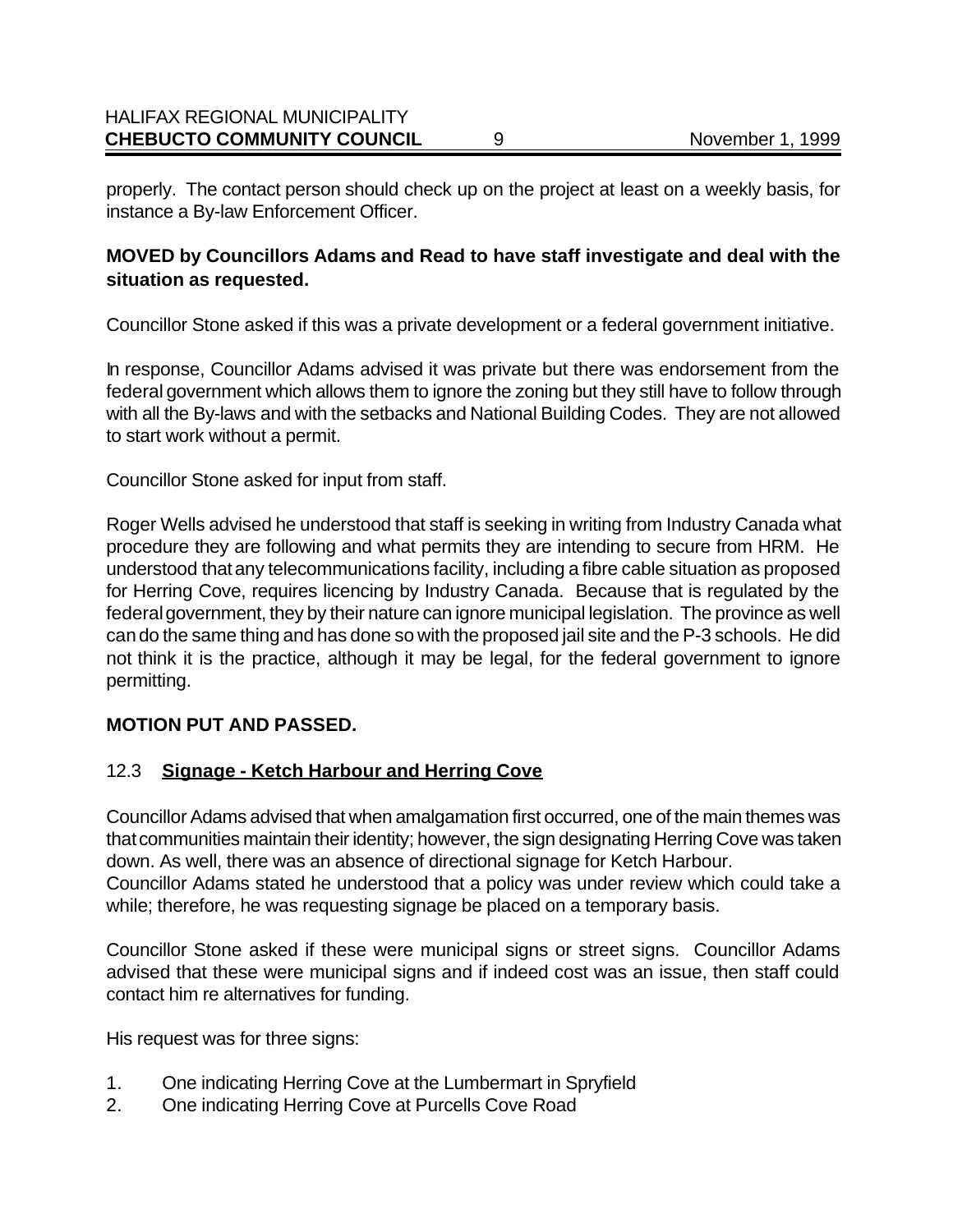properly. The contact person should check up on the project at least on a weekly basis, for instance a By-law Enforcement Officer.

**MOVED by Councillors Adams and Read to have staff investigate and deal with the situation as requested.**

Councillor Stone asked if this was a private development or a federal government initiative.

In response, Councillor Adams advised it was private but there was endorsement from the federal government which allows them to ignore the zoning but they still have to follow through with all the By-laws and with the setbacks and National Building Codes. They are not allowed to start work without a permit.

Councillor Stone asked for input from staff.

Roger Wells advised he understood that staff is seeking in writing from Industry Canada what procedure they are following and what permits they are intending to secure from HRM. He understood that any telecommunications facility, including a fibre cable situation as proposed for Herring Cove, requires licencing by Industry Canada. Because that is regulated by the federal government, they by their nature can ignore municipal legislation. The province as well can do the same thing and has done so with the proposed jail site and the P-3 schools. He did not think it is the practice, although it may be legal, for the federal government to ignore permitting.

**MOTION PUT AND PASSED.**

### 12.3 **Signage - Ketch Harbour and Herring Cove**

Councillor Adams advised that when amalgamation first occurred, one of the main themes was that communities maintain their identity; however, the sign designating Herring Cove was taken down. As well, there was an absence of directional signage for Ketch Harbour.
Councillor Adams stated he understood that a policy was under review which could take a while; therefore, he was requesting signage be placed on a temporary basis.

Councillor Stone asked if these were municipal signs or street signs. Councillor Adams advised that these were municipal signs and if indeed cost was an issue, then staff could contact him re alternatives for funding.

His request was for three signs:

1. One indicating Herring Cove at the Lumbermart in Spryfield
2. One indicating Herring Cove at Purcells Cove Road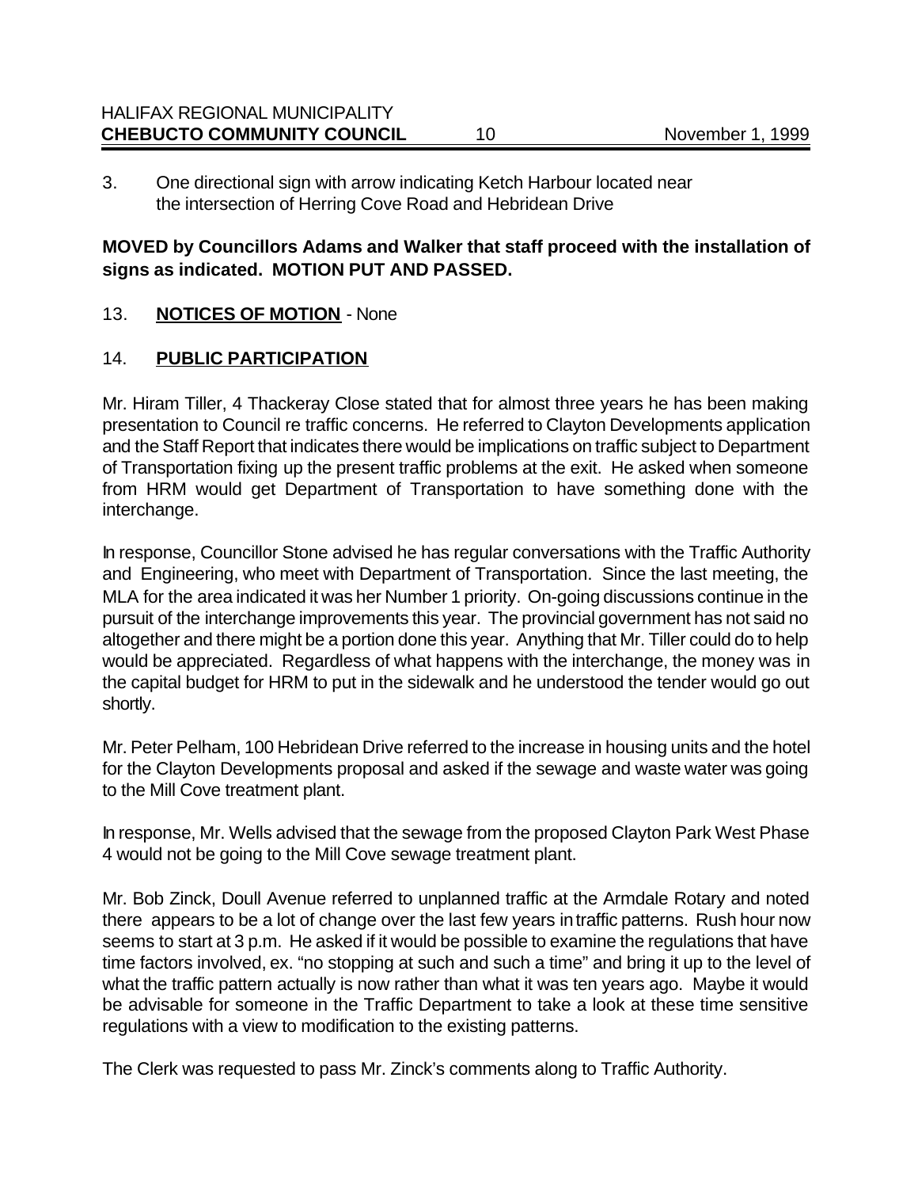3. One directional sign with arrow indicating Ketch Harbour located near the intersection of Herring Cove Road and Hebridean Drive

**MOVED by Councillors Adams and Walker that staff proceed with the installation of signs as indicated. MOTION PUT AND PASSED.**

## 13. **NOTICES OF MOTION** - None

## 14. **PUBLIC PARTICIPATION**

Mr. Hiram Tiller, 4 Thackeray Close stated that for almost three years he has been making presentation to Council re traffic concerns. He referred to Clayton Developments application and the Staff Report that indicates there would be implications on traffic subject to Department of Transportation fixing up the present traffic problems at the exit. He asked when someone from HRM would get Department of Transportation to have something done with the interchange.

In response, Councillor Stone advised he has regular conversations with the Traffic Authority and Engineering, who meet with Department of Transportation. Since the last meeting, the MLA for the area indicated it was her Number 1 priority. On-going discussions continue in the pursuit of the interchange improvements this year. The provincial government has not said no altogether and there might be a portion done this year. Anything that Mr. Tiller could do to help would be appreciated. Regardless of what happens with the interchange, the money was in the capital budget for HRM to put in the sidewalk and he understood the tender would go out shortly.

Mr. Peter Pelham, 100 Hebridean Drive referred to the increase in housing units and the hotel for the Clayton Developments proposal and asked if the sewage and waste water was going to the Mill Cove treatment plant.

In response, Mr. Wells advised that the sewage from the proposed Clayton Park West Phase 4 would not be going to the Mill Cove sewage treatment plant.

Mr. Bob Zinck, Doull Avenue referred to unplanned traffic at the Armdale Rotary and noted there appears to be a lot of change over the last few years in traffic patterns. Rush hour now seems to start at 3 p.m. He asked if it would be possible to examine the regulations that have time factors involved, ex. "no stopping at such and such a time" and bring it up to the level of what the traffic pattern actually is now rather than what it was ten years ago. Maybe it would be advisable for someone in the Traffic Department to take a look at these time sensitive regulations with a view to modification to the existing patterns.

The Clerk was requested to pass Mr. Zinck's comments along to Traffic Authority.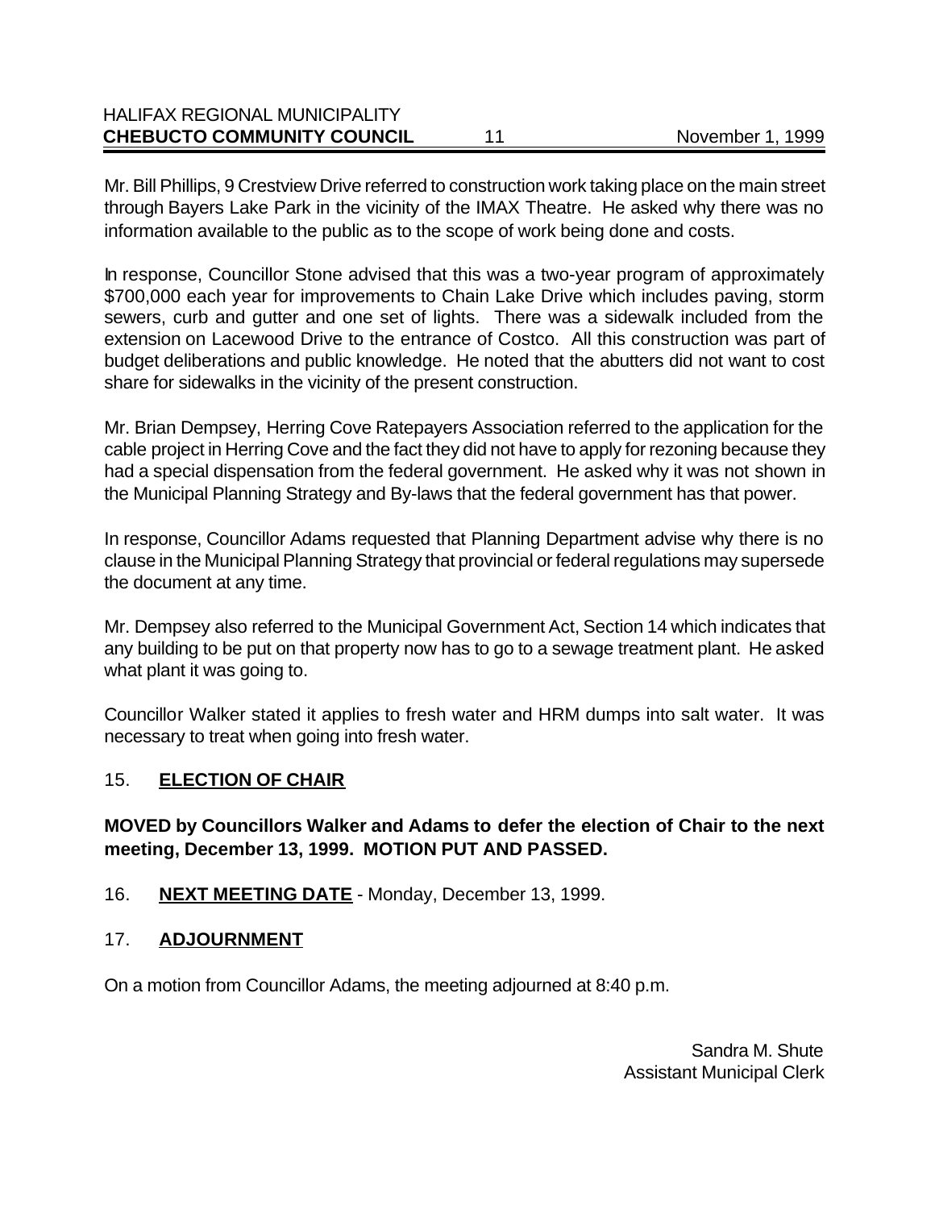Mr. Bill Phillips, 9 Crestview Drive referred to construction work taking place on the main street through Bayers Lake Park in the vicinity of the IMAX Theatre. He asked why there was no information available to the public as to the scope of work being done and costs.

In response, Councillor Stone advised that this was a two-year program of approximately $700,000 each year for improvements to Chain Lake Drive which includes paving, storm sewers, curb and gutter and one set of lights. There was a sidewalk included from the extension on Lacewood Drive to the entrance of Costco. All this construction was part of budget deliberations and public knowledge. He noted that the abutters did not want to cost share for sidewalks in the vicinity of the present construction.

Mr. Brian Dempsey, Herring Cove Ratepayers Association referred to the application for the cable project in Herring Cove and the fact they did not have to apply for rezoning because they had a special dispensation from the federal government. He asked why it was not shown in the Municipal Planning Strategy and By-laws that the federal government has that power.

In response, Councillor Adams requested that Planning Department advise why there is no clause in the Municipal Planning Strategy that provincial or federal regulations may supersede the document at any time.

Mr. Dempsey also referred to the Municipal Government Act, Section 14 which indicates that any building to be put on that property now has to go to a sewage treatment plant. He asked what plant it was going to.

Councillor Walker stated it applies to fresh water and HRM dumps into salt water. It was necessary to treat when going into fresh water.

## 15. **ELECTION OF CHAIR**

**MOVED by Councillors Walker and Adams to defer the election of Chair to the next meeting, December 13, 1999. MOTION PUT AND PASSED.**

## 16. **NEXT MEETING DATE** - Monday, December 13, 1999.

## 17. **ADJOURNMENT**

On a motion from Councillor Adams, the meeting adjourned at 8:40 p.m.

Sandra M. Shute
Assistant Municipal Clerk